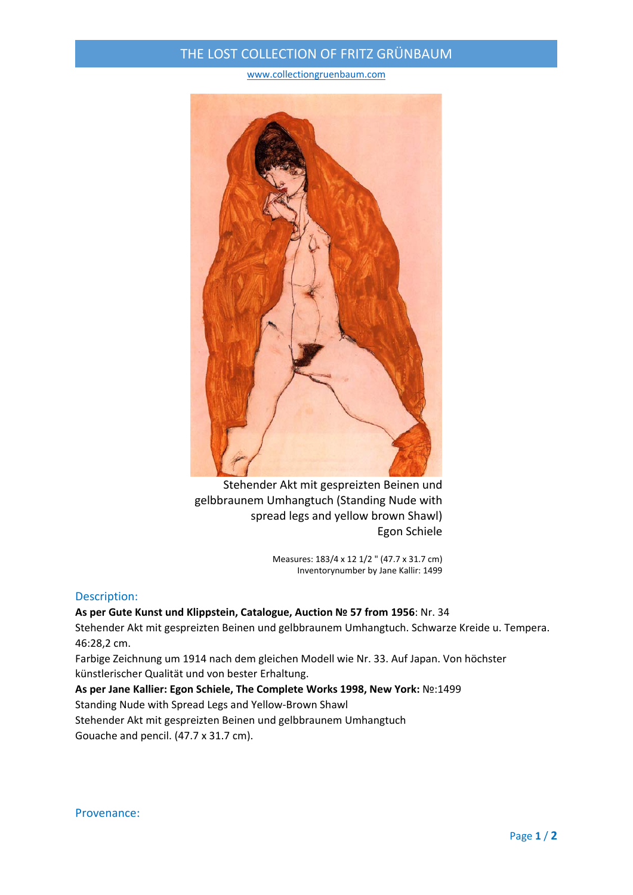# THE LOST COLLECTION OF FRITZ GRÜNBAUM

www.collectiongruenbaum.com

Stehender Akt mit gespreizten Beinen und gelbbraunem Umhangtuch (Standing Nude with spread legs and yellow brown Shawl)
Egon Schiele

Measures: 183/4 x 12 1/2 " (47.7 x 31.7 cm)
Inventorynumber by Jane Kallir: 1499

## Description:

**As per Gute Kunst und Klippstein, Catalogue, Auction № 57 from 1956**: Nr. 34
Stehender Akt mit gespreizten Beinen und gelbbraunem Umhangtuch. Schwarze Kreide u. Tempera. 46:28,2 cm.
Farbige Zeichnung um 1914 nach dem gleichen Modell wie Nr. 33. Auf Japan. Von höchster künstlerischer Qualität und von bester Erhaltung.
**As per Jane Kallier: Egon Schiele, The Complete Works 1998, New York:** №:1499
Standing Nude with Spread Legs and Yellow-Brown Shawl
Stehender Akt mit gespreizten Beinen und gelbbraunem Umhangtuch
Gouache and pencil. (47.7 x 31.7 cm).

## Provenance: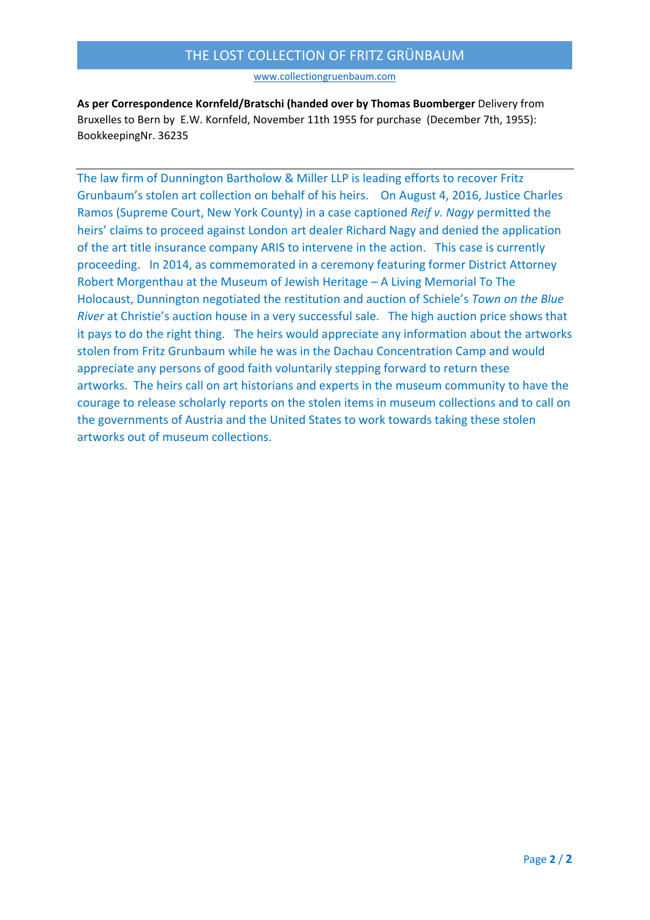**As per Correspondence Kornfeld/Bratschi (handed over by Thomas Buomberger** Delivery from Bruxelles to Bern by E.W. Kornfeld, November 11th 1955 for purchase (December 7th, 1955): BookkeepingNr. 36235

---

The law firm of Dunnington Bartholow & Miller LLP is leading efforts to recover Fritz Grunbaum's stolen art collection on behalf of his heirs. On August 4, 2016, Justice Charles Ramos (Supreme Court, New York County) in a case captioned *Reif v. Nagy* permitted the heirs' claims to proceed against London art dealer Richard Nagy and denied the application of the art title insurance company ARIS to intervene in the action. This case is currently proceeding. In 2014, as commemorated in a ceremony featuring former District Attorney Robert Morgenthau at the Museum of Jewish Heritage – A Living Memorial To The Holocaust, Dunnington negotiated the restitution and auction of Schiele's *Town on the Blue River* at Christie's auction house in a very successful sale. The high auction price shows that it pays to do the right thing. The heirs would appreciate any information about the artworks stolen from Fritz Grunbaum while he was in the Dachau Concentration Camp and would appreciate any persons of good faith voluntarily stepping forward to return these artworks. The heirs call on art historians and experts in the museum community to have the courage to release scholarly reports on the stolen items in museum collections and to call on the governments of Austria and the United States to work towards taking these stolen artworks out of museum collections.